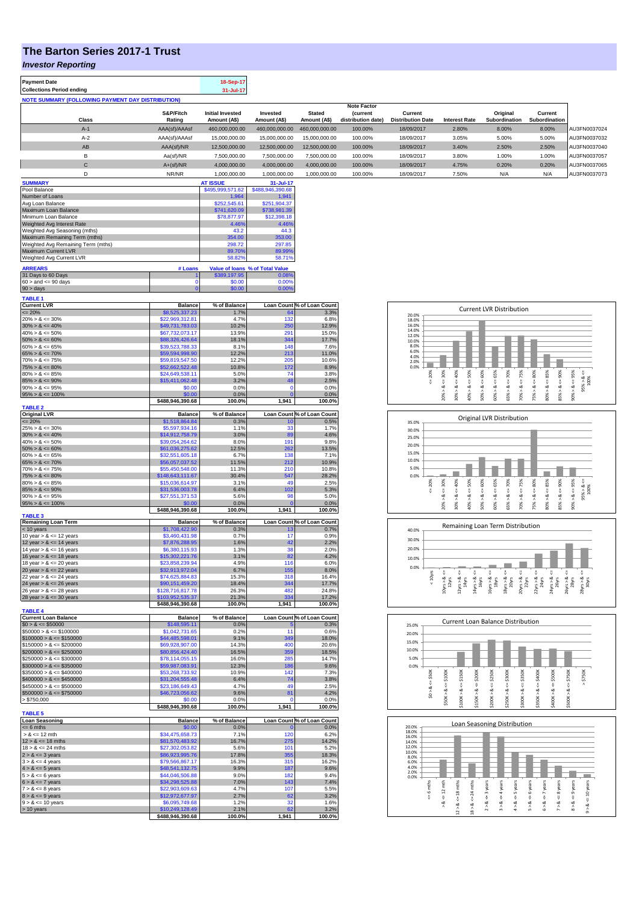# The Barton Series 2017-1 Trust

***Investor Reporting***

| | |
|---|---|
| **Payment Date** | 18-Sep-17 |
| **Collections Period ending** | 31-Jul-17 |

**NOTE SUMMARY (FOLLOWING PAYMENT DAY DISTRIBUTION)**

| Class | S&P/Fitch Rating | Initial Invested Amount (A$) | Invested Amount (A$) | Stated Amount (A$) | Note Factor (current distribution date) | Current Distribution Date | Interest Rate | Original Subordination | Current Subordination | |
|---|---|---|---|---|---|---|---|---|---|---|
| A-1 | AAA(sf)/AAAsf | 460,000,000.00 | 460,000,000.00 | 460,000,000.00 | 100.00% | 18/09/2017 | 2.80% | 8.00% | 8.00% | AU3FN0037024 |
| A-2 | AAA(sf)/AAAsf | 15,000,000.00 | 15,000,000.00 | 15,000,000.00 | 100.00% | 18/09/2017 | 3.05% | 5.00% | 5.00% | AU3FN0037032 |
| AB | AAA(sf)/NR | 12,500,000.00 | 12,500,000.00 | 12,500,000.00 | 100.00% | 18/09/2017 | 3.40% | 2.50% | 2.50% | AU3FN0037040 |
| B | Aa(sf)/NR | 7,500,000.00 | 7,500,000.00 | 7,500,000.00 | 100.00% | 18/09/2017 | 3.80% | 1.00% | 1.00% | AU3FN0037057 |
| C | A+(sf)/NR | 4,000,000.00 | 4,000,000.00 | 4,000,000.00 | 100.00% | 18/09/2017 | 4.75% | 0.20% | 0.20% | AU3FN0037065 |
| D | NR/NR | 1,000,000.00 | 1,000,000.00 | 1,000,000.00 | 100.00% | 18/09/2017 | 7.50% | N/A | N/A | AU3FN0037073 |

| SUMMARY | AT ISSUE | 31-Jul-17 |
|---|---|---|
| Pool Balance | $495,999,571.62 | $488,946,390.68 |
| Number of Loans | 1,964 | 1,941 |
| Avg Loan Balance | $252,545.61 | $251,904.37 |
| Maximum Loan Balance | $741,620.09 | $738,981.39 |
| Minimum Loan Balance | $78,877.97 | $12,398.18 |
| Weighted Avg Interest Rate | 4.46% | 4.46% |
| Weighted Avg Seasoning (mths) | 43.2 | 44.3 |
| Maximum Remaining Term (mths) | 354.00 | 353.00 |
| Weighted Avg Remaining Term (mths) | 298.72 | 297.85 |
| Maximum Current LVR | 89.70% | 89.99% |
| Weighted Avg Current LVR | 58.82% | 58.71% |

| ARREARS | # Loans | Value of loans | % of Total Value |
|---|---|---|---|
| 31 Days to 60 Days | 1 | $389,197.95 | 0.08% |
| 60 > and <= 90 days | 0 | $0.00 | 0.00% |
| 90 > days | 0 | $0.00 | 0.00% |

**TABLE 1**

| Current LVR | Balance | % of Balance | Loan Count | % of Loan Count |
|---|---|---|---|---|
| <= 20% | $8,525,337.23 | 1.7% | 64 | 3.3% |
| 20% > & <= 30% | $22,969,312.81 | 4.7% | 132 | 6.8% |
| 30% > & <= 40% | $49,731,783.03 | 10.2% | 250 | 12.9% |
| 40% > & <= 50% | $67,732,073.17 | 13.9% | 291 | 15.0% |
| 50% > & <= 60% | $88,326,426.64 | 18.1% | 344 | 17.7% |
| 60% > & <= 65% | $39,523,788.33 | 8.1% | 148 | 7.6% |
| 65% > & <= 70% | $59,594,998.90 | 12.2% | 213 | 11.0% |
| 70% > & <= 75% | $59,819,547.50 | 12.2% | 205 | 10.6% |
| 75% > & <= 80% | $52,662,522.48 | 10.8% | 172 | 8.9% |
| 80% > & <= 85% | $24,649,538.11 | 5.0% | 74 | 3.8% |
| 85% > & <= 90% | $15,411,062.48 | 3.2% | 48 | 2.5% |
| 90% > & <= 95% | $0.00 | 0.0% | 0 | 0.0% |
| 95% > & <= 100% | $0.00 | 0.0% | 0 | 0.0% |
| | $488,946,390.68 | 100.0% | 1,941 | 100.0% |

**TABLE 2**

| Original LVR | Balance | % of Balance | Loan Count | % of Loan Count |
|---|---|---|---|---|
| <= 20% | $1,518,864.84 | 0.3% | 10 | 0.5% |
| 25% > & <= 30% | $5,597,934.16 | 1.1% | 33 | 1.7% |
| 30% > & <= 40% | $14,912,758.79 | 3.0% | 89 | 4.6% |
| 40% > & <= 50% | $39,054,264.62 | 8.0% | 191 | 9.8% |
| 50% > & <= 60% | $61,036,275.62 | 12.5% | 262 | 13.5% |
| 60% > & <= 65% | $32,551,605.18 | 6.7% | 138 | 7.1% |
| 65% > & <= 70% | $56,057,037.52 | 11.5% | 212 | 10.9% |
| 70% > & <= 75% | $55,450,548.00 | 11.3% | 210 | 10.8% |
| 75% > & <= 80% | $148,643,111.67 | 30.4% | 547 | 28.2% |
| 80% > & <= 85% | $15,036,614.97 | 3.1% | 49 | 2.5% |
| 85% > & <= 90% | $31,536,003.78 | 6.4% | 102 | 5.3% |
| 90% > & <= 95% | $27,551,371.53 | 5.6% | 98 | 5.0% |
| 95% > & <= 100% | $0.00 | 0.0% | 0 | 0.0% |
| | $488,946,390.68 | 100.0% | 1,941 | 100.0% |

**TABLE 3**

| Remaining Loan Term | Balance | % of Balance | Loan Count | % of Loan Count |
|---|---|---|---|---|
| < 10 years | $1,708,422.90 | 0.3% | 13 | 0.7% |
| 10 year > & <= 12 years | $3,460,431.98 | 0.7% | 17 | 0.9% |
| 12 year > & <= 14 years | $7,876,288.95 | 1.6% | 42 | 2.2% |
| 14 year > & <= 16 years | $6,380,115.93 | 1.3% | 38 | 2.0% |
| 16 year > & <= 18 years | $15,302,221.76 | 3.1% | 82 | 4.2% |
| 18 year > & <= 20 years | $23,858,239.94 | 4.9% | 116 | 6.0% |
| 20 year > & <= 22 years | $32,913,972.04 | 6.7% | 155 | 8.0% |
| 22 year > & <= 24 years | $74,625,884.83 | 15.3% | 318 | 16.4% |
| 24 year > & <= 26 years | $90,151,459.20 | 18.4% | 344 | 17.7% |
| 26 year > & <= 28 years | $128,716,817.78 | 26.3% | 482 | 24.8% |
| 28 year > & <= 30 years | $103,952,535.37 | 21.3% | 334 | 17.2% |
| | $488,946,390.68 | 100.0% | 1,941 | 100.0% |

**TABLE 4**

| Current Loan Balance | Balance | % of Balance | Loan Count | % of Loan Count |
|---|---|---|---|---|
| $0 > & <= $50000 | $148,595.11 | 0.0% | 5 | 0.3% |
| $50000 > & <= $100000 | $1,042,731.65 | 0.2% | 11 | 0.6% |
| $100000 > & <= $150000 | $44,485,598.01 | 9.1% | 349 | 18.0% |
| $150000 > & <= $200000 | $69,928,907.00 | 14.3% | 400 | 20.6% |
| $200000 > & <= $250000 | $80,856,424.40 | 16.5% | 359 | 18.5% |
| $250000 > & <= $300000 | $78,114,055.15 | 16.0% | 285 | 14.7% |
| $300000 > & <= $350000 | $59,987,083.91 | 12.3% | 186 | 9.6% |
| $350000 > & <= $400000 | $53,268,733.92 | 10.9% | 142 | 7.3% |
| $400000 > & <= $450000 | $31,204,555.48 | 6.4% | 74 | 3.8% |
| $450000 > & <= $500000 | $23,186,649.43 | 4.7% | 49 | 2.5% |
| $500000 > & <= $750000 | $46,723,056.62 | 9.6% | 81 | 4.2% |
| > $750,000 | $0.00 | 0.0% | 0 | 0.0% |
| | $488,946,390.68 | 100.0% | 1,941 | 100.0% |

**TABLE 5**

| Loan Seasoning | Balance | % of Balance | Loan Count | % of Loan Count |
|---|---|---|---|---|
| <= 6 mths | $0.00 | 0.0% | 0 | 0.0% |
| > & <= 12 mth | $34,475,658.73 | 7.1% | 120 | 6.2% |
| 12 > & <= 18 mths | $81,570,483.92 | 16.7% | 275 | 14.2% |
| 18 > & <= 24 mths | $27,302,053.82 | 5.6% | 101 | 5.2% |
| 2 > & <= 3 years | $86,923,995.76 | 17.8% | 355 | 18.3% |
| 3 > & <= 4 years | $79,566,867.17 | 16.3% | 315 | 16.2% |
| 4 > & <= 5 years | $48,541,132.75 | 9.9% | 187 | 9.6% |
| 5 > & <= 6 years | $44,046,506.88 | 9.0% | 182 | 9.4% |
| 6 > & <= 7 years | $34,298,525.88 | 7.0% | 143 | 7.4% |
| 7 > & <= 8 years | $22,903,609.63 | 4.7% | 107 | 5.5% |
| 8 > & <= 9 years | $12,972,677.97 | 2.7% | 62 | 3.2% |
| 9 > & <= 10 years | $6,095,749.68 | 1.2% | 32 | 1.6% |
| > 10 years | $10,249,128.49 | 2.1% | 62 | 3.2% |
| | $488,946,390.68 | 100.0% | 1,941 | 100.0% |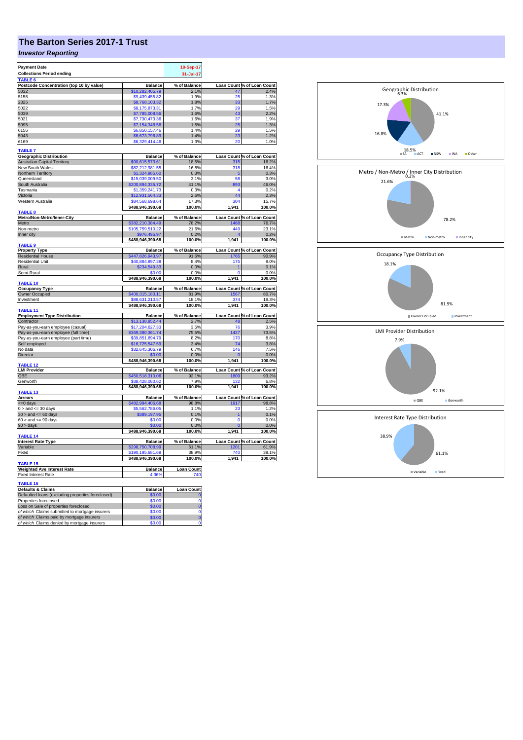# The Barton Series 2017-1 Trust

## *Investor Reporting*

| Payment Date | 18-Sep-17 |
|---|---|
| Collections Period ending | 31-Jul-17 |

**TABLE 6**

| Postcode Concentration (top 10 by value) | Balance | % of Balance | Loan Count | % of Loan Count |
|---|---|---|---|---|
| 5032 | $10,282,405.79 | 2.1% | 47 | 2.4% |
| 5158 | $9,439,455.82 | 1.9% | 25 | 1.3% |
| 2325 | $8,768,103.32 | 1.8% | 33 | 1.7% |
| 5022 | $8,175,873.31 | 1.7% | 29 | 1.5% |
| 5039 | $7,785,008.56 | 1.6% | 43 | 2.2% |
| 5021 | $7,730,473.36 | 1.6% | 37 | 1.9% |
| 5095 | $7,154,346.56 | 1.5% | 25 | 1.3% |
| 6156 | $6,850,157.46 | 1.4% | 29 | 1.5% |
| 5043 | $6,673,796.89 | 1.4% | 23 | 1.2% |
| 6169 | $6,329,414.46 | 1.3% | 20 | 1.0% |

**TABLE 7**

| Geographic Distribution | Balance | % of Balance | Loan Count | % of Loan Count |
|---|---|---|---|---|
| Australian Capital Territory | $90,615,573.61 | 18.5% | 315 | 16.2% |
| New South Wales | $82,212,981.55 | 16.8% | 318 | 16.4% |
| Northern Territory | $1,324,985.60 | 0.3% | 5 | 0.3% |
| Queensland | $15,039,009.50 | 3.1% | 58 | 3.0% |
| South Australia | $200,894,335.72 | 41.1% | 893 | 46.0% |
| Tasmania | $1,359,241.73 | 0.3% | 4 | 0.2% |
| Victoria | $12,931,564.33 | 2.6% | 44 | 2.3% |
| Western Australia | $84,568,698.64 | 17.3% | 304 | 15.7% |
| | $488,946,390.68 | 100.0% | 1,941 | 100.0% |

**TABLE 8**

| Metro/Non-Metro/Inner-City | Balance | % of Balance | Loan Count | % of Loan Count |
|---|---|---|---|---|
| Metro | $382,210,384.49 | 78.2% | 1488 | 76.7% |
| Non-metro | $105,759,510.22 | 21.6% | 449 | 23.1% |
| Inner city | $976,495.97 | 0.2% | 4 | 0.2% |
| | $488,946,390.68 | 100.0% | 1,941 | 100.0% |

**TABLE 9**

| Property Type | Balance | % of Balance | Loan Count | % of Loan Count |
|---|---|---|---|---|
| Residential House | $447,826,943.97 | 91.6% | 1765 | 90.9% |
| Residential Unit | $40,884,897.38 | 8.4% | 175 | 9.0% |
| Rural | $234,549.33 | 0.0% | 1 | 0.1% |
| Semi-Rural | $0.00 | 0.0% | 0 | 0.0% |
| | $488,946,390.68 | 100.0% | 1,941 | 100.0% |

**TABLE 10**

| Occupancy Type | Balance | % of Balance | Loan Count | % of Loan Count |
|---|---|---|---|---|
| Owner Occupied | $400,315,180.11 | 81.9% | 1567 | 80.7% |
| Investment | $88,631,210.57 | 18.1% | 374 | 19.3% |
| | $488,946,390.68 | 100.0% | 1,941 | 100.0% |

**TABLE 11**

| Employment Type Distribution | Balance | % of Balance | Loan Count | % of Loan Count |
|---|---|---|---|---|
| Contractor | $13,138,852.44 | 2.7% | 48 | 2.5% |
| Pay-as-you-earn employee (casual) | $17,204,627.33 | 3.5% | 76 | 3.9% |
| Pay-as-you-earn employee (full time) | $369,380,361.74 | 75.5% | 1427 | 73.5% |
| Pay-as-you-earn employee (part time) | $39,851,694.79 | 8.2% | 170 | 8.8% |
| Self employed | $16,725,547.59 | 3.4% | 74 | 3.8% |
| No data | $32,645,306.79 | 6.7% | 146 | 7.5% |
| Director | $0.00 | 0.0% | 0 | 0.0% |
| | $488,946,390.68 | 100.0% | 1,941 | 100.0% |

**TABLE 12**

| LMI Provider | Balance | % of Balance | Loan Count | % of Loan Count |
|---|---|---|---|---|
| QBE | $450,518,310.06 | 92.1% | 1809 | 93.2% |
| Genworth | $38,428,080.62 | 7.9% | 132 | 6.8% |
| | $488,946,390.68 | 100.0% | 1,941 | 100.0% |

**TABLE 13**

| Arrears | Balance | % of Balance | Loan Count | % of Loan Count |
|---|---|---|---|---|
| <=0 days | $482,994,406.68 | 98.8% | 1917 | 98.8% |
| 0 > and <= 30 days | $5,562,786.05 | 1.1% | 23 | 1.2% |
| 30 > and <= 60 days | $389,197.95 | 0.1% | 1 | 0.1% |
| 60 > and <= 90 days | $0.00 | 0.0% | 0 | 0.0% |
| 90 > days | $0.00 | 0.0% | 0 | 0.0% |
| | $488,946,390.68 | 100.0% | 1,941 | 100.0% |

**TABLE 14**

| Interest Rate Type | Balance | % of Balance | Loan Count | % of Loan Count |
|---|---|---|---|---|
| Variable | $298,750,708.99 | 61.1% | 1201 | 61.9% |
| Fixed | $190,195,681.69 | 38.9% | 740 | 38.1% |
| | $488,946,390.68 | 100.0% | 1,941 | 100.0% |

**TABLE 15**

| Weighted Ave Interest Rate | Balance | Loan Count |
|---|---|---|
| Fixed Interest Rate | 4.36% | 740 |

**TABLE 16**

| Defaults & Claims | Balance | Loan Count |
|---|---|---|
| Defaulted loans (excluding properties foreclosed) | $0.00 | 0 |
| Properties foreclosed | $0.00 | 0 |
| Loss on Sale of properties foreclosed | $0.00 | 0 |
| *of which* Claims submitted to mortgage insurers | $0.00 | 0 |
| *of which* Claims paid by mortgage insurers | $0.00 | 0 |
| *of which* Claims denied by mortgage insurers | $0.00 | 0 |

Geographic Distribution

- SA 41.1%
- ACT 18.5%
- NSW 16.8%
- WA 17.3%
- Other 6.3%

Metro / Non-Metro / Inner City Distribution

- Metro 78.2%
- Non-metro 21.6%
- Inner city 0.2%

Occupancy Type Distribution

- Owner Occupied 81.9%
- Investment 18.1%

LMI Provider Distribution

- QBE 92.1%
- Genworth 7.9%

Interest Rate Type Distribution

- Variable 61.1%
- Fixed 38.9%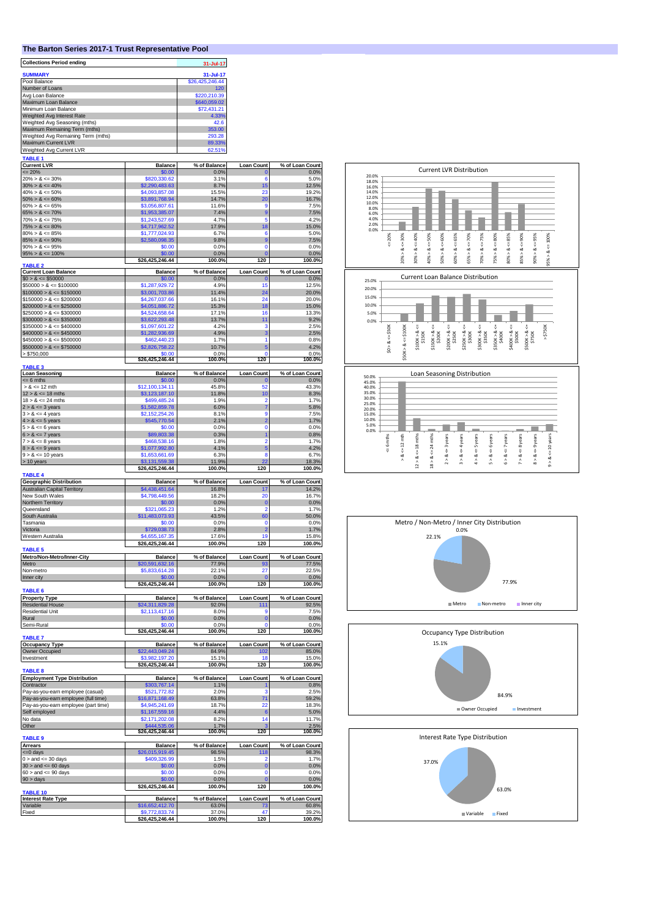# The Barton Series 2017-1 Trust Representative Pool

| Collections Period ending | 31-Jul-17 |
|---|---|

| SUMMARY | 31-Jul-17 |
|---|---|
| Pool Balance | $26,425,246.44 |
| Number of Loans | 120 |
| Avg Loan Balance | $220,210.39 |
| Maximum Loan Balance | $640,059.02 |
| Minimum Loan Balance | $72,431.21 |
| Weighted Avg Interest Rate | 4.33% |
| Weighted Avg Seasoning (mths) | 42.6 |
| Maximum Remaining Term (mths) | 353.00 |
| Weighted Avg Remaining Term (mths) | 293.28 |
| Maximum Current LVR | 89.33% |
| Weighted Avg Current LVR | 62.51% |

TABLE 1

| Current LVR | Balance | % of Balance | Loan Count | % of Loan Count |
|---|---|---|---|---|
| <= 20% | $0.00 | 0.0% | 0 | 0.0% |
| 20% > & <= 30% | $820,330.62 | 3.1% | 6 | 5.0% |
| 30% > & <= 40% | $2,290,483.63 | 8.7% | 15 | 12.5% |
| 40% > & <= 50% | $4,093,857.08 | 15.5% | 23 | 19.2% |
| 50% > & <= 60% | $3,891,768.94 | 14.7% | 20 | 16.7% |
| 60% > & <= 65% | $3,056,807.61 | 11.6% | 9 | 7.5% |
| 65% > & <= 70% | $1,953,385.07 | 7.4% | 9 | 7.5% |
| 70% > & <= 75% | $1,243,527.69 | 4.7% | 5 | 4.2% |
| 75% > & <= 80% | $4,717,962.52 | 17.9% | 18 | 15.0% |
| 80% > & <= 85% | $1,777,024.93 | 6.7% | 6 | 5.0% |
| 85% > & <= 90% | $2,580,098.35 | 9.8% | 9 | 7.5% |
| 90% > & <= 95% | $0.00 | 0.0% | 0 | 0.0% |
| 95% > & <= 100% | $0.00 | 0.0% | 0 | 0.0% |
| | $26,425,246.44 | 100.0% | 120 | 100.0% |

TABLE 2

| Current Loan Balance | Balance | % of Balance | Loan Count | % of Loan Count |
|---|---|---|---|---|
| $0 > & <= $50000 | $0.00 | 0.0% | 0 | 0.0% |
| $50000 > & <= $100000 | $1,287,929.72 | 4.9% | 15 | 12.5% |
| $100000 > & <= $150000 | $3,001,703.86 | 11.4% | 24 | 20.0% |
| $150000 > & <= $200000 | $4,267,037.66 | 16.1% | 24 | 20.0% |
| $200000 > & <= $250000 | $4,051,886.72 | 15.3% | 18 | 15.0% |
| $250000 > & <= $300000 | $4,524,658.64 | 17.1% | 16 | 13.3% |
| $300000 > & <= $350000 | $3,622,293.48 | 13.7% | 11 | 9.2% |
| $350000 > & <= $400000 | $1,097,601.22 | 4.2% | 3 | 2.5% |
| $400000 > & <= $450000 | $1,282,936.69 | 4.9% | 3 | 2.5% |
| $450000 > & <= $500000 | $462,440.23 | 1.7% | 1 | 0.8% |
| $500000 > & <= $750000 | $2,826,758.22 | 10.7% | 5 | 4.2% |
| > $750,000 | $0.00 | 0.0% | 0 | 0.0% |
| | $26,425,246.44 | 100.0% | 120 | 100.0% |

TABLE 3

| Loan Seasoning | Balance | % of Balance | Loan Count | % of Loan Count |
|---|---|---|---|---|
| <= 6 mths | $0.00 | 0.0% | 0 | 0.0% |
| > & <= 12 mth | $12,100,134.11 | 45.8% | 52 | 43.3% |
| 12 > & <= 18 mths | $3,123,187.10 | 11.8% | 10 | 8.3% |
| 18 > & <= 24 mths | $499,485.24 | 1.9% | 2 | 1.7% |
| 2 > & <= 3 years | $1,582,859.78 | 6.0% | 7 | 5.8% |
| 3 > & <= 4 years | $2,152,254.26 | 8.1% | 9 | 7.5% |
| 4 > & <= 5 years | $545,770.54 | 2.1% | 2 | 1.7% |
| 5 > & <= 6 years | $0.00 | 0.0% | 0 | 0.0% |
| 6 > & <= 7 years | $89,803.38 | 0.3% | 1 | 0.8% |
| 7 > & <= 8 years | $468,538.16 | 1.8% | 2 | 1.7% |
| 8 > & <= 9 years | $1,077,992.80 | 4.1% | 5 | 4.2% |
| 9 > & <= 10 years | $1,653,661.69 | 6.3% | 8 | 6.7% |
| > 10 years | $3,131,559.38 | 11.9% | 22 | 18.3% |
| | $26,425,246.44 | 100.0% | 120 | 100.0% |

TABLE 4

| Geographic Distribution | Balance | % of Balance | Loan Count | % of Loan Count |
|---|---|---|---|---|
| Australian Capital Territory | $4,438,451.64 | 16.8% | 17 | 14.2% |
| New South Wales | $4,798,449.56 | 18.2% | 20 | 16.7% |
| Northern Territory | $0.00 | 0.0% | 0 | 0.0% |
| Queensland | $321,065.23 | 1.2% | 2 | 1.7% |
| South Australia | $11,483,073.93 | 43.5% | 60 | 50.0% |
| Tasmania | $0.00 | 0.0% | 0 | 0.0% |
| Victoria | $729,038.73 | 2.8% | 2 | 1.7% |
| Western Australia | $4,655,167.35 | 17.6% | 19 | 15.8% |
| | $26,425,246.44 | 100.0% | 120 | 100.0% |

TABLE 5

| Metro/Non-Metro/Inner-City | Balance | % of Balance | Loan Count | % of Loan Count |
|---|---|---|---|---|
| Metro | $20,591,632.16 | 77.9% | 93 | 77.5% |
| Non-metro | $5,833,614.28 | 22.1% | 27 | 22.5% |
| Inner city | $0.00 | 0.0% | 0 | 0.0% |
| | $26,425,246.44 | 100.0% | 120 | 100.0% |

TABLE 6

| Property Type | Balance | % of Balance | Loan Count | % of Loan Count |
|---|---|---|---|---|
| Residential House | $24,311,829.28 | 92.0% | 111 | 92.5% |
| Residential Unit | $2,113,417.16 | 8.0% | 9 | 7.5% |
| Rural | $0.00 | 0.0% | 0 | 0.0% |
| Semi-Rural | $0.00 | 0.0% | 0 | 0.0% |
| | $26,425,246.44 | 100.0% | 120 | 100.0% |

TABLE 7

| Occupancy Type | Balance | % of Balance | Loan Count | % of Loan Count |
|---|---|---|---|---|
| Owner Occupied | $22,443,049.24 | 84.9% | 102 | 85.0% |
| Investment | $3,982,197.20 | 15.1% | 18 | 15.0% |
| | $26,425,246.44 | 100.0% | 120 | 100.0% |

TABLE 8

| Employment Type Distribution | Balance | % of Balance | Loan Count | % of Loan Count |
|---|---|---|---|---|
| Contractor | $303,767.14 | 1.1% | 1 | 0.8% |
| Pay-as-you-earn employee (casual) | $521,772.82 | 2.0% | 3 | 2.5% |
| Pay-as-you-earn employee (full time) | $16,871,168.49 | 63.8% | 71 | 59.2% |
| Pay-as-you-earn employee (part time) | $4,945,241.69 | 18.7% | 22 | 18.3% |
| Self employed | $1,167,559.16 | 4.4% | 6 | 5.0% |
| No data | $2,171,202.08 | 8.2% | 14 | 11.7% |
| Other | $444,535.06 | 1.7% | 3 | 2.5% |
| | $26,425,246.44 | 100.0% | 120 | 100.0% |

TABLE 9

| Arrears | Balance | % of Balance | Loan Count | % of Loan Count |
|---|---|---|---|---|
| <=0 days | $26,015,919.45 | 98.5% | 118 | 98.3% |
| 0 > and <= 30 days | $409,326.99 | 1.5% | 2 | 1.7% |
| 30 > and <= 60 days | $0.00 | 0.0% | 0 | 0.0% |
| 60 > and <= 90 days | $0.00 | 0.0% | 0 | 0.0% |
| 90 > days | $0.00 | 0.0% | 0 | 0.0% |
| | $26,425,246.44 | 100.0% | 120 | 100.0% |

TABLE 10

| Interest Rate Type | Balance | % of Balance | Loan Count | % of Loan Count |
|---|---|---|---|---|
| Variable | $16,652,412.70 | 63.0% | 73 | 60.8% |
| Fixed | $9,772,833.74 | 37.0% | 47 | 39.2% |
| | $26,425,246.44 | 100.0% | 120 | 100.0% |

Current LVR Distribution

20.0% 18.0% 16.0% 14.0% 12.0% 10.0% 8.0% 6.0% 4.0% 2.0% 0.0%

<= 20% 20% > & <= 30% 30% > & <= 40% 40% > & <= 50% 50% > & <= 60% 60% > & <= 65% 65% > & <= 70% 70% > & <= 75% 75% > & <= 80% 80% > & <= 85% 85% > & <= 90% 90% > & <= 95% 95% > & <= 100%

Current Loan Balance Distribution

25.0% 20.0% 15.0% 10.0% 5.0% 0.0%

$0 > & <= $50K $50K > & <= $100K $100K > & <= $150K $150K > & <= $200K $200K > & <= $250K $250K > & <= $300K $300K > & <= $350K $350K > & <= $400K $400K > & <= $500K $500K > & <= $750K > $750K

Loan Seasoning Distribution

50.0% 45.0% 40.0% 35.0% 30.0% 25.0% 20.0% 15.0% 10.0% 5.0% 0.0%

<= 6 mths > & <= 12 mth 12 > & <= 18 mths 18 > & <= 24 mths 2 > & <= 3 years 3 > & <= 4 years 4 > & <= 5 years 5 > & <= 6 years 6 > & <= 7 years 7 > & <= 8 years 8 > & <= 9 years 9 > & <= 10 years

Metro / Non-Metro / Inner City Distribution

0.0%
22.1%
77.9%

Metro Non-metro Inner city

Occupancy Type Distribution

15.1%
84.9%

Owner Occupied Investment

Interest Rate Type Distribution

37.0%
63.0%

Variable Fixed